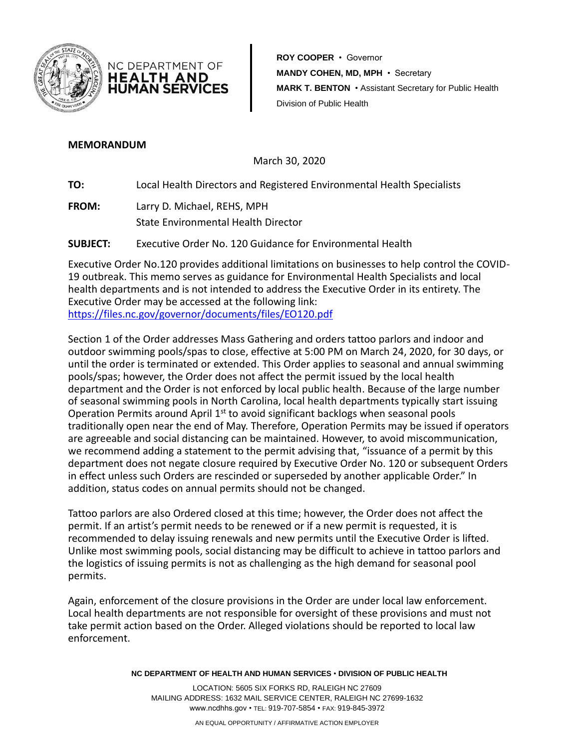NC DEPARTMENT OF **HEALTH AND HUMAN SERVICES**

**ROY COOPER** • Governor
**MANDY COHEN, MD, MPH** • Secretary
**MARK T. BENTON** • Assistant Secretary for Public Health
Division of Public Health

**MEMORANDUM**

March 30, 2020

**TO:** Local Health Directors and Registered Environmental Health Specialists

**FROM:** Larry D. Michael, REHS, MPH
State Environmental Health Director

**SUBJECT:** Executive Order No. 120 Guidance for Environmental Health

Executive Order No.120 provides additional limitations on businesses to help control the COVID-19 outbreak. This memo serves as guidance for Environmental Health Specialists and local health departments and is not intended to address the Executive Order in its entirety. The Executive Order may be accessed at the following link:
https://files.nc.gov/governor/documents/files/EO120.pdf

Section 1 of the Order addresses Mass Gathering and orders tattoo parlors and indoor and outdoor swimming pools/spas to close, effective at 5:00 PM on March 24, 2020, for 30 days, or until the order is terminated or extended. This Order applies to seasonal and annual swimming pools/spas; however, the Order does not affect the permit issued by the local health department and the Order is not enforced by local public health. Because of the large number of seasonal swimming pools in North Carolina, local health departments typically start issuing Operation Permits around April 1st to avoid significant backlogs when seasonal pools traditionally open near the end of May. Therefore, Operation Permits may be issued if operators are agreeable and social distancing can be maintained. However, to avoid miscommunication, we recommend adding a statement to the permit advising that, "issuance of a permit by this department does not negate closure required by Executive Order No. 120 or subsequent Orders in effect unless such Orders are rescinded or superseded by another applicable Order." In addition, status codes on annual permits should not be changed.

Tattoo parlors are also Ordered closed at this time; however, the Order does not affect the permit. If an artist's permit needs to be renewed or if a new permit is requested, it is recommended to delay issuing renewals and new permits until the Executive Order is lifted. Unlike most swimming pools, social distancing may be difficult to achieve in tattoo parlors and the logistics of issuing permits is not as challenging as the high demand for seasonal pool permits.

Again, enforcement of the closure provisions in the Order are under local law enforcement. Local health departments are not responsible for oversight of these provisions and must not take permit action based on the Order. Alleged violations should be reported to local law enforcement.

**NC DEPARTMENT OF HEALTH AND HUMAN SERVICES** • **DIVISION OF PUBLIC HEALTH**

LOCATION: 5605 SIX FORKS RD, RALEIGH NC 27609
MAILING ADDRESS: 1632 MAIL SERVICE CENTER, RALEIGH NC 27699-1632
www.ncdhhs.gov • TEL: 919-707-5854 • FAX: 919-845-3972

AN EQUAL OPPORTUNITY / AFFIRMATIVE ACTION EMPLOYER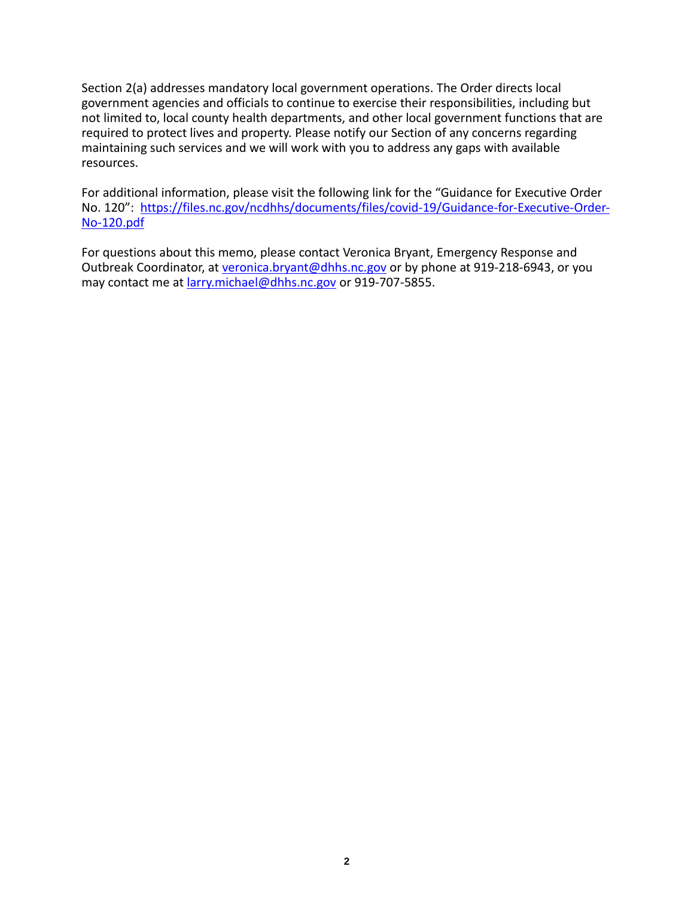Section 2(a) addresses mandatory local government operations. The Order directs local government agencies and officials to continue to exercise their responsibilities, including but not limited to, local county health departments, and other local government functions that are required to protect lives and property. Please notify our Section of any concerns regarding maintaining such services and we will work with you to address any gaps with available resources.

For additional information, please visit the following link for the "Guidance for Executive Order No. 120": [https://files.nc.gov/ncdhhs/documents/files/covid-19/Guidance-for-Executive-Order-No-120.pdf](https://files.nc.gov/ncdhhs/documents/files/covid-19/Guidance-for-Executive-Order-No-120.pdf)

For questions about this memo, please contact Veronica Bryant, Emergency Response and Outbreak Coordinator, at [veronica.bryant@dhhs.nc.gov](mailto:veronica.bryant@dhhs.nc.gov) or by phone at 919-218-6943, or you may contact me at [larry.michael@dhhs.nc.gov](mailto:larry.michael@dhhs.nc.gov) or 919-707-5855.